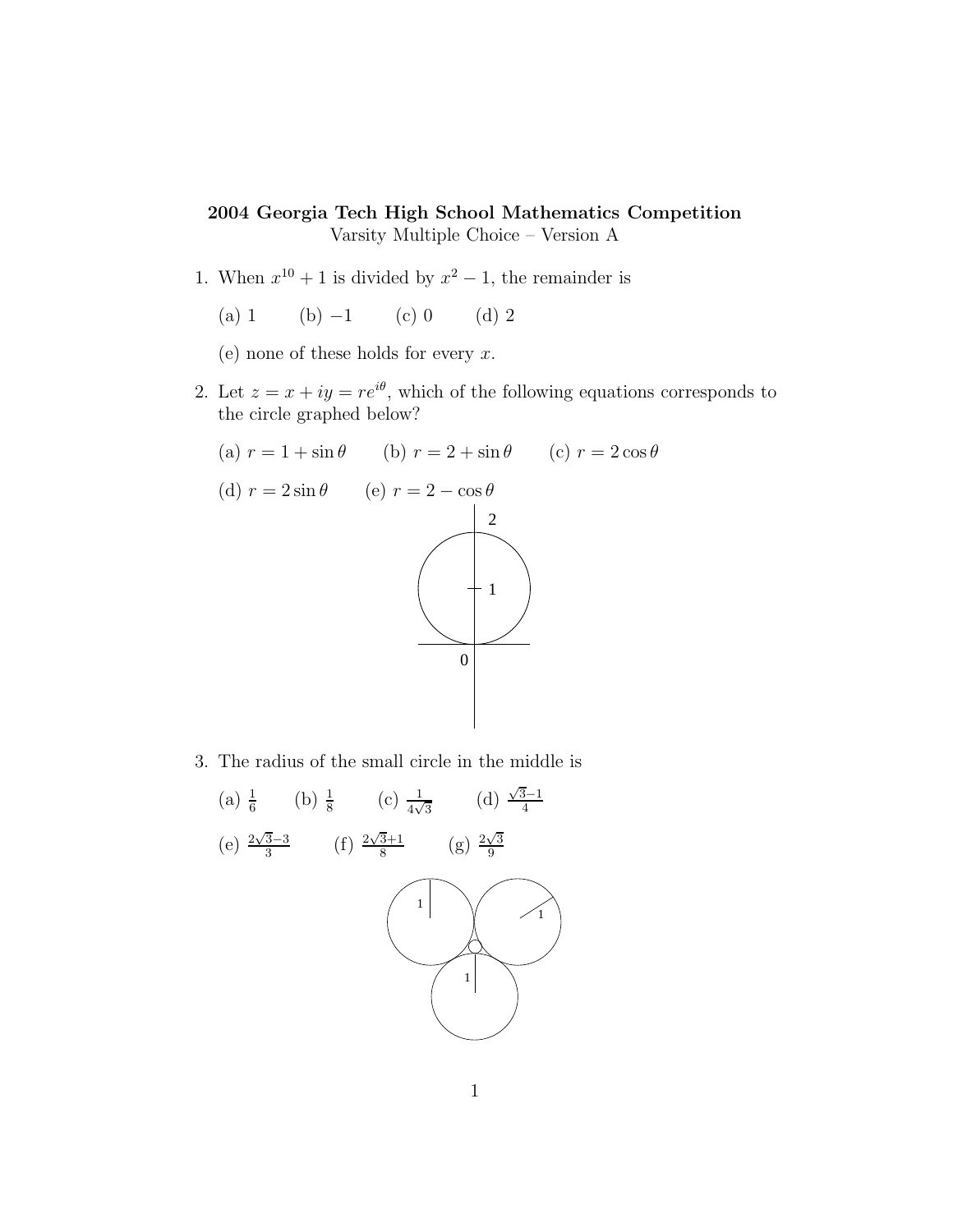**2004 Georgia Tech High School Mathematics Competition**

Varsity Multiple Choice – Version A

1. When $x^{10} + 1$ is divided by $x^2 - 1$, the remainder is

   (a) 1  (b) $-1$  (c) 0  (d) 2

   (e) none of these holds for every $x$.

2. Let $z = x + iy = re^{i\theta}$, which of the following equations corresponds to the circle graphed below?

   (a) $r = 1 + \sin\theta$  (b) $r = 2 + \sin\theta$  (c) $r = 2\cos\theta$

   (d) $r = 2\sin\theta$  (e) $r = 2 - \cos\theta$

3. The radius of the small circle in the middle is

   (a) $\frac{1}{6}$  (b) $\frac{1}{8}$  (c) $\frac{1}{4\sqrt{3}}$  (d) $\frac{\sqrt{3}-1}{4}$

   (e) $\frac{2\sqrt{3}-3}{3}$  (f) $\frac{2\sqrt{3}+1}{8}$  (g) $\frac{2\sqrt{3}}{9}$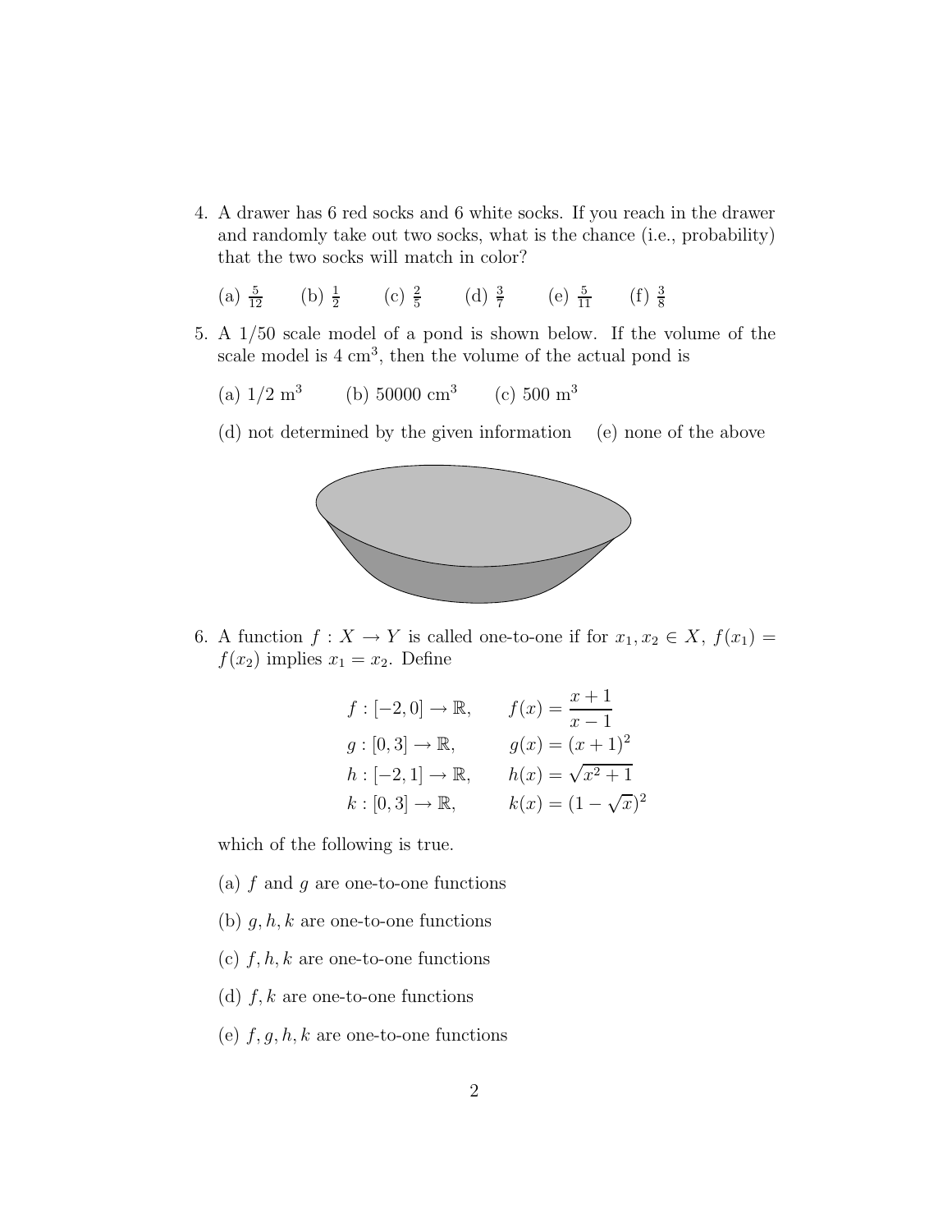4. A drawer has 6 red socks and 6 white socks. If you reach in the drawer and randomly take out two socks, what is the chance (i.e., probability) that the two socks will match in color?

   (a) $\frac{5}{12}$ (b) $\frac{1}{2}$ (c) $\frac{2}{5}$ (d) $\frac{3}{7}$ (e) $\frac{5}{11}$ (f) $\frac{3}{8}$

5. A 1/50 scale model of a pond is shown below. If the volume of the scale model is 4 cm$^3$, then the volume of the actual pond is

   (a) 1/2 m$^3$ (b) 50000 cm$^3$ (c) 500 m$^3$

   (d) not determined by the given information (e) none of the above

6. A function $f : X \to Y$ is called one-to-one if for $x_1, x_2 \in X$, $f(x_1) = f(x_2)$ implies $x_1 = x_2$. Define

$$
\begin{aligned}
f &: [-2, 0] \to \mathbb{R}, & f(x) &= \frac{x+1}{x-1} \\
g &: [0, 3] \to \mathbb{R}, & g(x) &= (x+1)^2 \\
h &: [-2, 1] \to \mathbb{R}, & h(x) &= \sqrt{x^2+1} \\
k &: [0, 3] \to \mathbb{R}, & k(x) &= (1-\sqrt{x})^2
\end{aligned}
$$

   which of the following is true.

   (a) $f$ and $g$ are one-to-one functions

   (b) $g, h, k$ are one-to-one functions

   (c) $f, h, k$ are one-to-one functions

   (d) $f, k$ are one-to-one functions

   (e) $f, g, h, k$ are one-to-one functions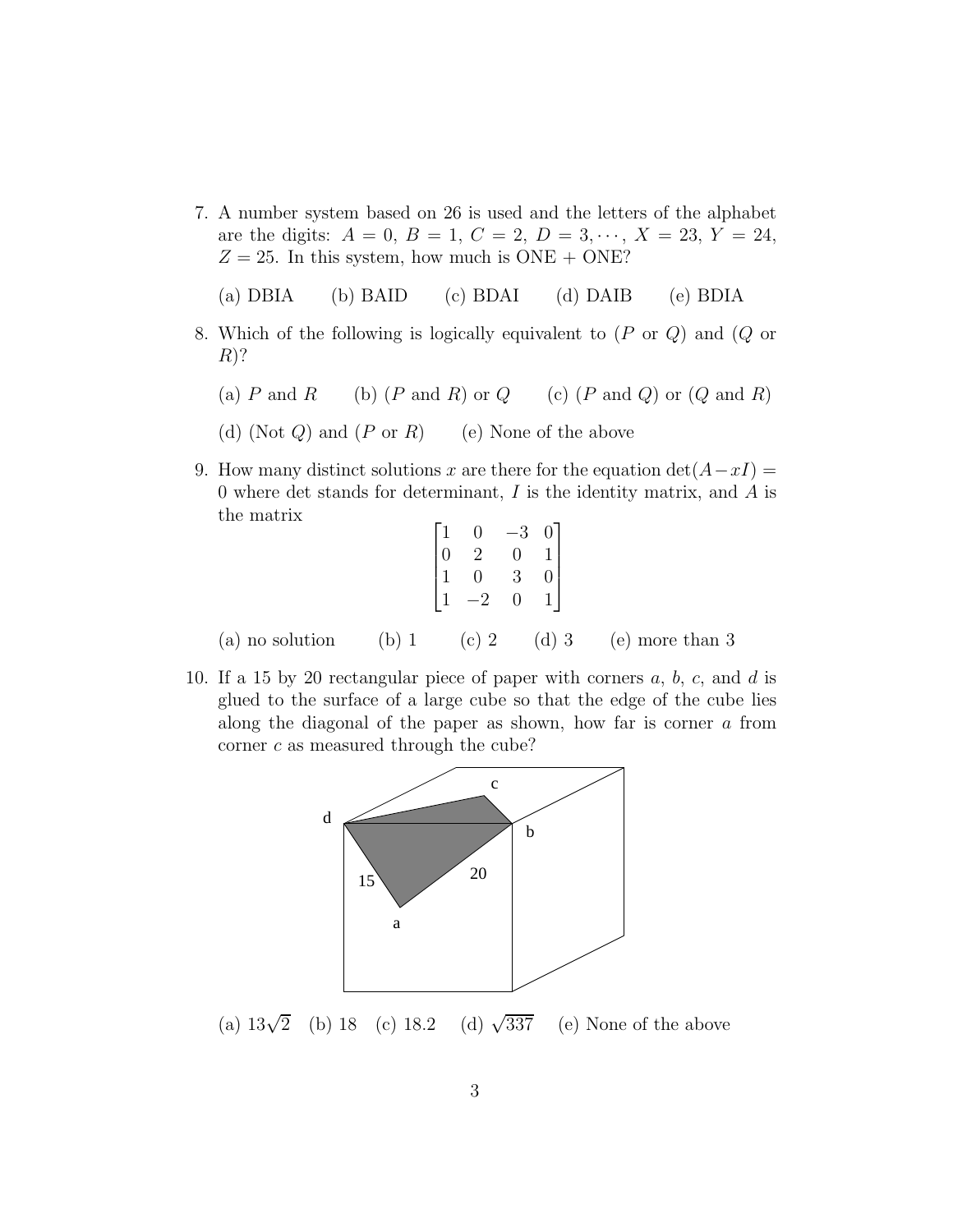7. A number system based on 26 is used and the letters of the alphabet are the digits: $A = 0$, $B = 1$, $C = 2$, $D = 3, \cdots$, $X = 23$, $Y = 24$, $Z = 25$. In this system, how much is ONE + ONE?

   (a) DBIA (b) BAID (c) BDAI (d) DAIB (e) BDIA

8. Which of the following is logically equivalent to ($P$ or $Q$) and ($Q$ or $R$)?

   (a) $P$ and $R$ (b) ($P$ and $R$) or $Q$ (c) ($P$ and $Q$) or ($Q$ and $R$)

   (d) (Not $Q$) and ($P$ or $R$) (e) None of the above

9. How many distinct solutions $x$ are there for the equation $\det(A - xI) = 0$ where det stands for determinant, $I$ is the identity matrix, and $A$ is the matrix

$$\begin{bmatrix} 1 & 0 & -3 & 0 \\ 0 & 2 & 0 & 1 \\ 1 & 0 & 3 & 0 \\ 1 & -2 & 0 & 1 \end{bmatrix}$$

   (a) no solution (b) 1 (c) 2 (d) 3 (e) more than 3

10. If a 15 by 20 rectangular piece of paper with corners $a$, $b$, $c$, and $d$ is glued to the surface of a large cube so that the edge of the cube lies along the diagonal of the paper as shown, how far is corner $a$ from corner $c$ as measured through the cube?

   (a) $13\sqrt{2}$ (b) 18 (c) 18.2 (d) $\sqrt{337}$ (e) None of the above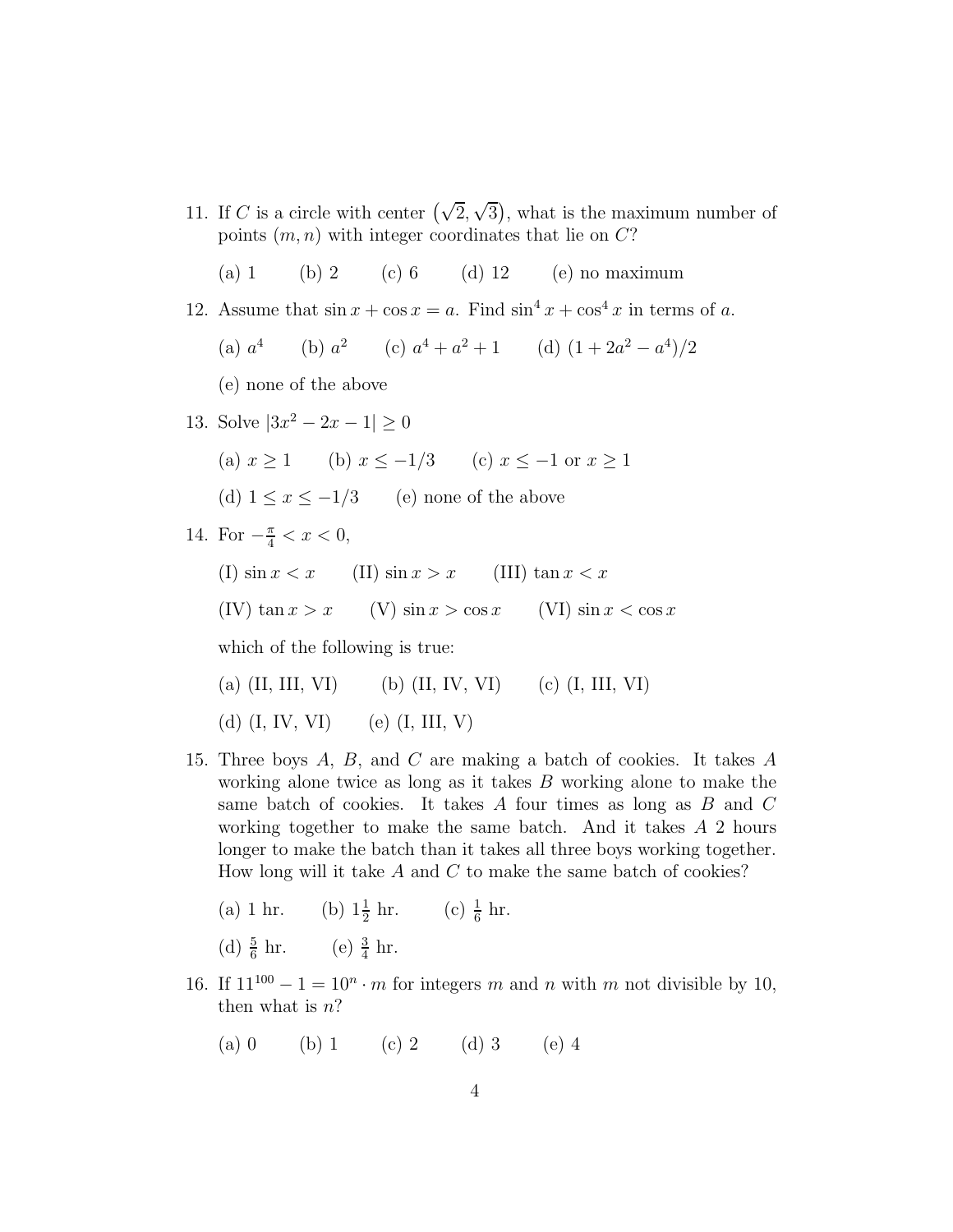11. If $C$ is a circle with center $\left(\sqrt{2}, \sqrt{3}\right)$, what is the maximum number of points $(m, n)$ with integer coordinates that lie on $C$?

    (a) 1 (b) 2 (c) 6 (d) 12 (e) no maximum

12. Assume that $\sin x + \cos x = a$. Find $\sin^4 x + \cos^4 x$ in terms of $a$.

    (a) $a^4$ (b) $a^2$ (c) $a^4 + a^2 + 1$ (d) $(1 + 2a^2 - a^4)/2$

    (e) none of the above

13. Solve $|3x^2 - 2x - 1| \geq 0$

    (a) $x \geq 1$ (b) $x \leq -1/3$ (c) $x \leq -1$ or $x \geq 1$

    (d) $1 \leq x \leq -1/3$ (e) none of the above

14. For $-\frac{\pi}{4} < x < 0$,

    (I) $\sin x < x$ (II) $\sin x > x$ (III) $\tan x < x$

    (IV) $\tan x > x$ (V) $\sin x > \cos x$ (VI) $\sin x < \cos x$

    which of the following is true:

    (a) (II, III, VI) (b) (II, IV, VI) (c) (I, III, VI)

    (d) (I, IV, VI) (e) (I, III, V)

15. Three boys $A$, $B$, and $C$ are making a batch of cookies. It takes $A$ working alone twice as long as it takes $B$ working alone to make the same batch of cookies. It takes $A$ four times as long as $B$ and $C$ working together to make the same batch. And it takes $A$ 2 hours longer to make the batch than it takes all three boys working together. How long will it take $A$ and $C$ to make the same batch of cookies?

    (a) 1 hr. (b) $1\frac{1}{2}$ hr. (c) $\frac{1}{6}$ hr.

    (d) $\frac{5}{6}$ hr. (e) $\frac{3}{4}$ hr.

16. If $11^{100} - 1 = 10^n \cdot m$ for integers $m$ and $n$ with $m$ not divisible by 10, then what is $n$?

    (a) 0 (b) 1 (c) 2 (d) 3 (e) 4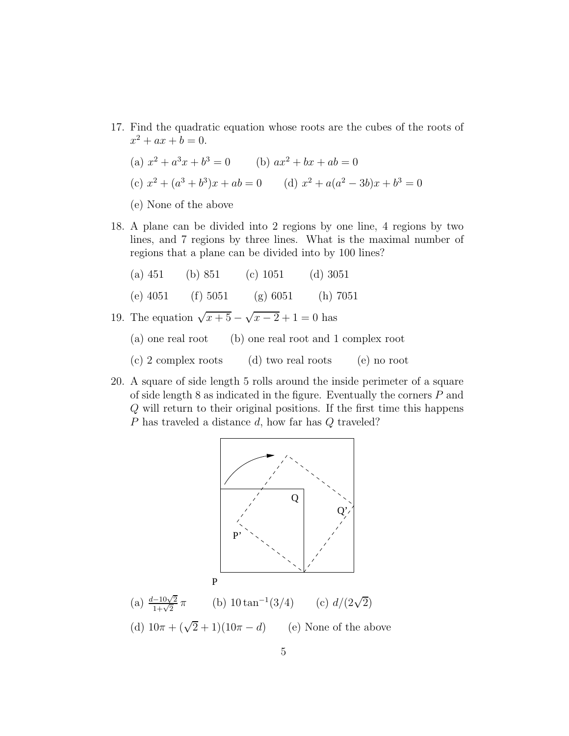17. Find the quadratic equation whose roots are the cubes of the roots of $x^2 + ax + b = 0$.

    (a) $x^2 + a^3x + b^3 = 0$ (b) $ax^2 + bx + ab = 0$

    (c) $x^2 + (a^3 + b^3)x + ab = 0$ (d) $x^2 + a(a^2 - 3b)x + b^3 = 0$

    (e) None of the above

18. A plane can be divided into 2 regions by one line, 4 regions by two lines, and 7 regions by three lines. What is the maximal number of regions that a plane can be divided into by 100 lines?

    (a) 451 (b) 851 (c) 1051 (d) 3051

    (e) 4051 (f) 5051 (g) 6051 (h) 7051

19. The equation $\sqrt{x+5} - \sqrt{x-2} + 1 = 0$ has

    (a) one real root (b) one real root and 1 complex root

    (c) 2 complex roots (d) two real roots (e) no root

20. A square of side length 5 rolls around the inside perimeter of a square of side length 8 as indicated in the figure. Eventually the corners $P$ and $Q$ will return to their original positions. If the first time this happens $P$ has traveled a distance $d$, how far has $Q$ traveled?

    Q

    Q'

    P'

    P

    (a) $\frac{d-10\sqrt{2}}{1+\sqrt{2}}\,\pi$ (b) $10\tan^{-1}(3/4)$ (c) $d/(2\sqrt{2})$

    (d) $10\pi + (\sqrt{2}+1)(10\pi - d)$ (e) None of the above